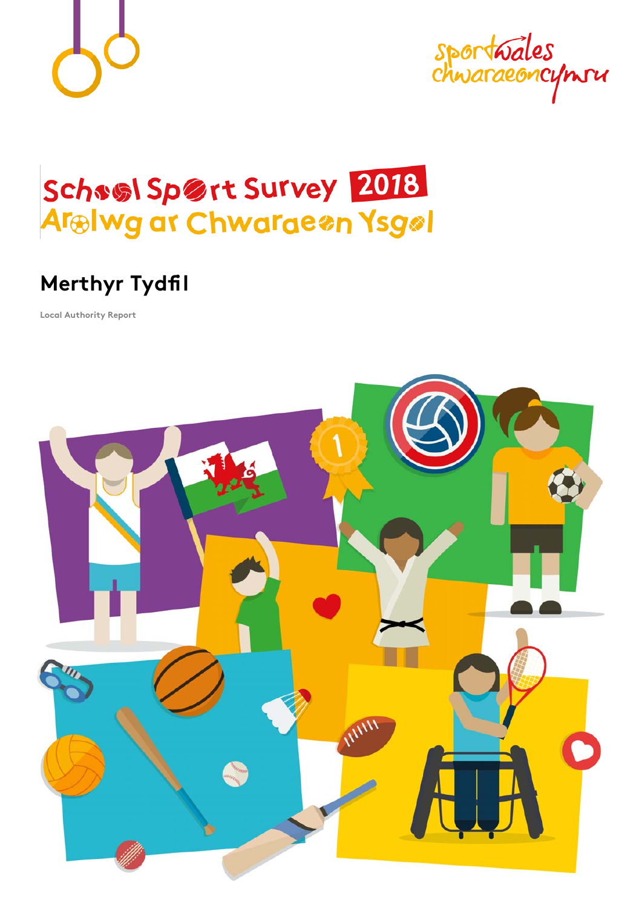sportwales chwaraeoncymru

# School Sport Survey 2018
# Arolwg ar Chwaraeon Ysgol

## Merthyr Tydfil

Local Authority Report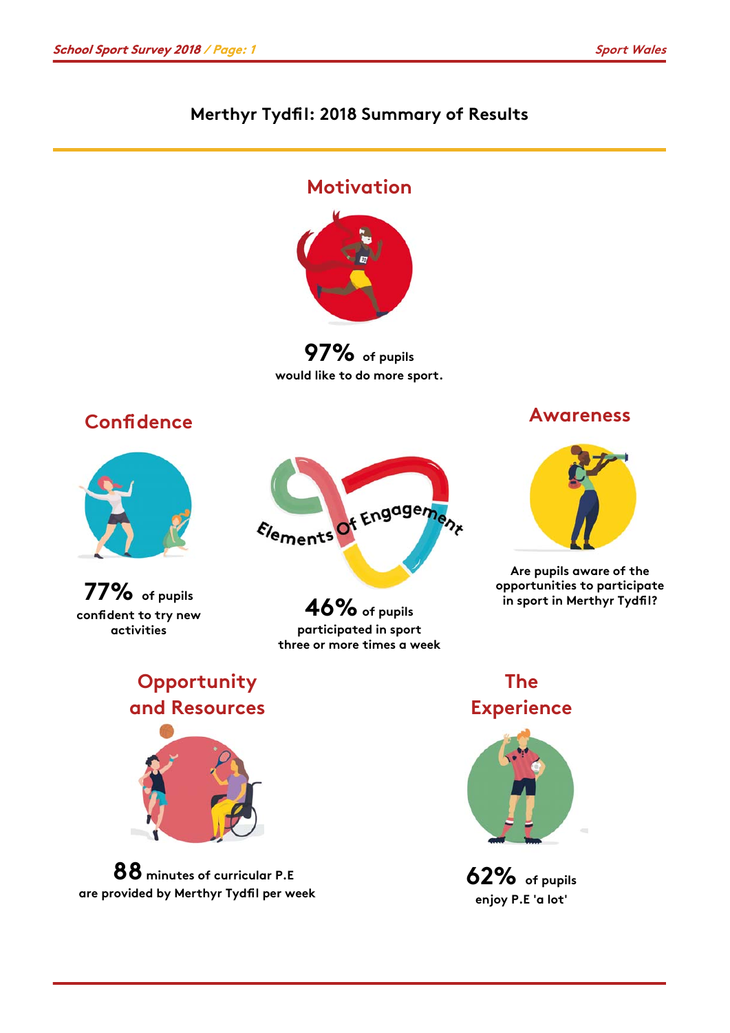# Merthyr Tydfil: 2018 Summary of Results

## Motivation

**97%** of pupils would like to do more sport.

## Confidence

**77%** of pupils confident to try new activities

## Elements Of Engagement

**46%** of pupils participated in sport three or more times a week

## Awareness

Are pupils aware of the opportunities to participate in sport in Merthyr Tydfil?

## Opportunity and Resources

**88** minutes of curricular P.E are provided by Merthyr Tydfil per week

## The Experience

**62%** of pupils enjoy P.E 'a lot'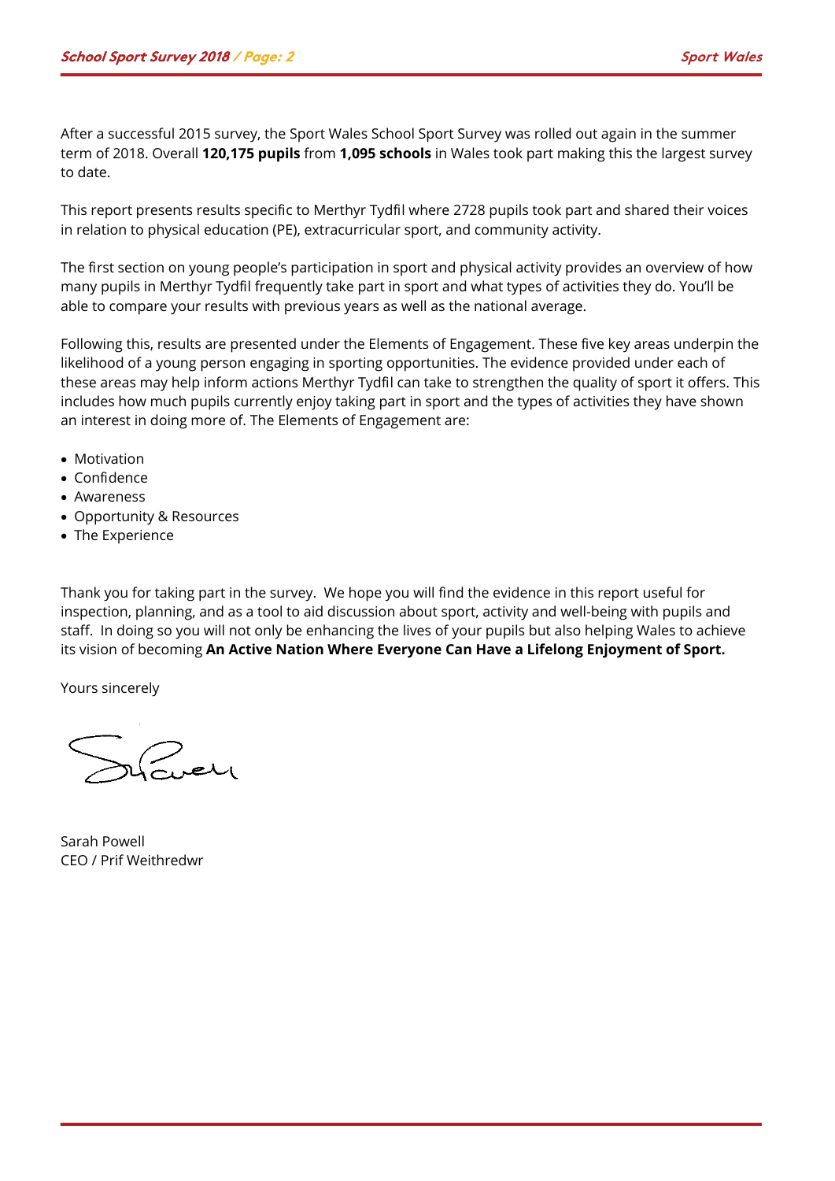After a successful 2015 survey, the Sport Wales School Sport Survey was rolled out again in the summer term of 2018. Overall **120,175 pupils** from **1,095 schools** in Wales took part making this the largest survey to date.

This report presents results specific to Merthyr Tydfil where 2728 pupils took part and shared their voices in relation to physical education (PE), extracurricular sport, and community activity.

The first section on young people's participation in sport and physical activity provides an overview of how many pupils in Merthyr Tydfil frequently take part in sport and what types of activities they do. You'll be able to compare your results with previous years as well as the national average.

Following this, results are presented under the Elements of Engagement. These five key areas underpin the likelihood of a young person engaging in sporting opportunities. The evidence provided under each of these areas may help inform actions Merthyr Tydfil can take to strengthen the quality of sport it offers. This includes how much pupils currently enjoy taking part in sport and the types of activities they have shown an interest in doing more of. The Elements of Engagement are:

- Motivation
- Confidence
- Awareness
- Opportunity & Resources
- The Experience

Thank you for taking part in the survey. We hope you will find the evidence in this report useful for inspection, planning, and as a tool to aid discussion about sport, activity and well-being with pupils and staff. In doing so you will not only be enhancing the lives of your pupils but also helping Wales to achieve its vision of becoming **An Active Nation Where Everyone Can Have a Lifelong Enjoyment of Sport.**

Yours sincerely

Sarah Powell
CEO / Prif Weithredwr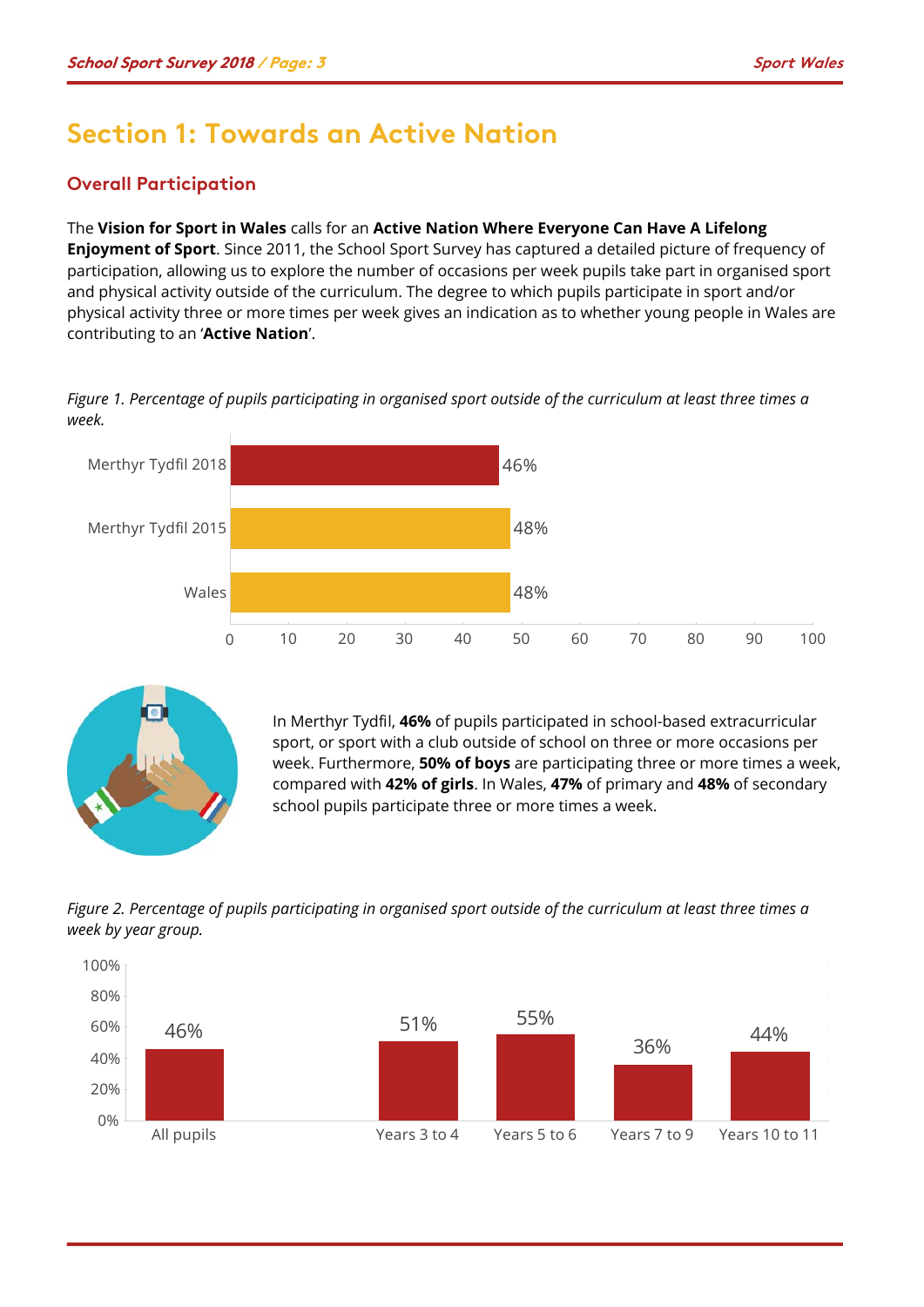# Section 1: Towards an Active Nation

## Overall Participation

The **Vision for Sport in Wales** calls for an **Active Nation Where Everyone Can Have A Lifelong Enjoyment of Sport**. Since 2011, the School Sport Survey has captured a detailed picture of frequency of participation, allowing us to explore the number of occasions per week pupils take part in organised sport and physical activity outside of the curriculum. The degree to which pupils participate in sport and/or physical activity three or more times per week gives an indication as to whether young people in Wales are contributing to an '**Active Nation**'.

*Figure 1. Percentage of pupils participating in organised sport outside of the curriculum at least three times a week.*

| | % |
|---|---|
| Merthyr Tydfil 2018 | 46% |
| Merthyr Tydfil 2015 | 48% |
| Wales | 48% |

In Merthyr Tydfil, **46%** of pupils participated in school-based extracurricular sport, or sport with a club outside of school on three or more occasions per week. Furthermore, **50% of boys** are participating three or more times a week, compared with **42% of girls**. In Wales, **47%** of primary and **48%** of secondary school pupils participate three or more times a week.

*Figure 2. Percentage of pupils participating in organised sport outside of the curriculum at least three times a week by year group.*

| | % |
|---|---|
| All pupils | 46% |
| Years 3 to 4 | 51% |
| Years 5 to 6 | 55% |
| Years 7 to 9 | 36% |
| Years 10 to 11 | 44% |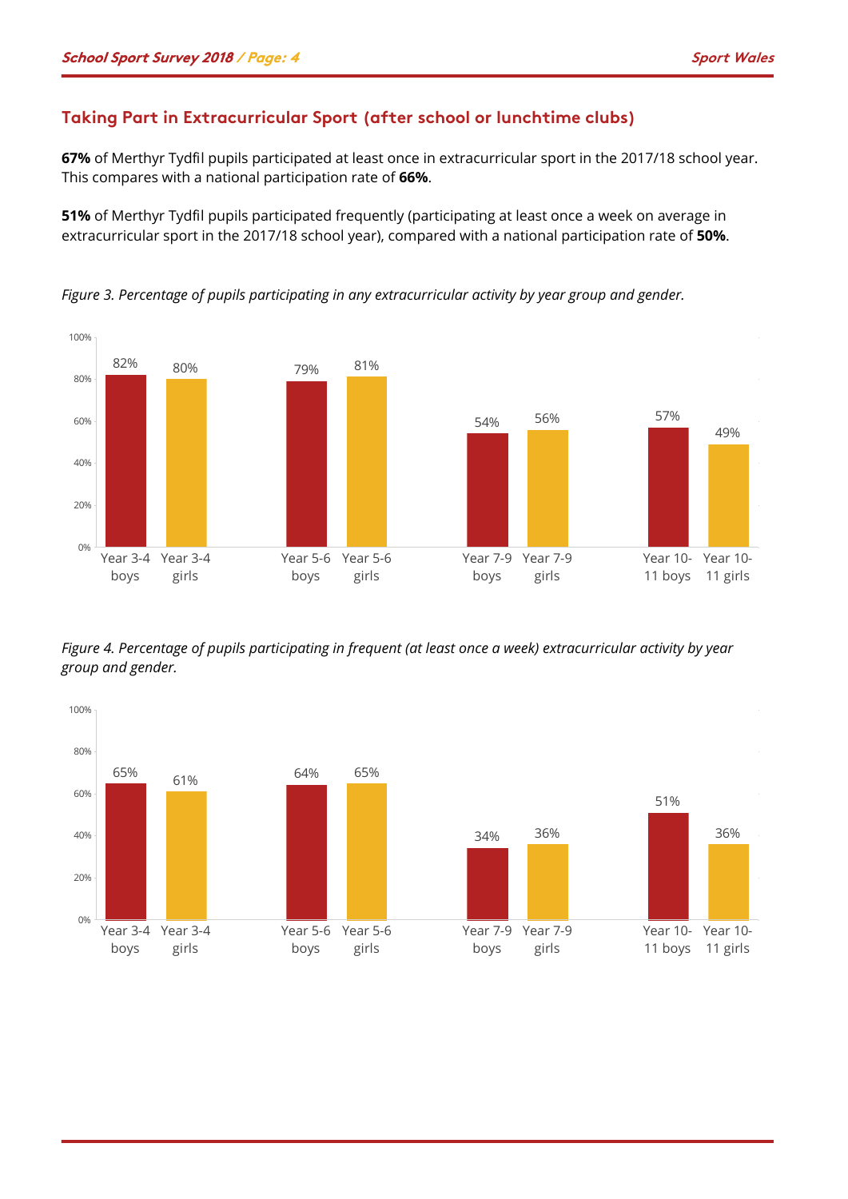## Taking Part in Extracurricular Sport (after school or lunchtime clubs)

**67%** of Merthyr Tydfil pupils participated at least once in extracurricular sport in the 2017/18 school year. This compares with a national participation rate of **66%**.

**51%** of Merthyr Tydfil pupils participated frequently (participating at least once a week on average in extracurricular sport in the 2017/18 school year), compared with a national participation rate of **50%**.

*Figure 3. Percentage of pupils participating in any extracurricular activity by year group and gender.*

| Group | Percentage |
|---|---|
| Year 3-4 boys | 82% |
| Year 3-4 girls | 80% |
| Year 5-6 boys | 79% |
| Year 5-6 girls | 81% |
| Year 7-9 boys | 54% |
| Year 7-9 girls | 56% |
| Year 10-11 boys | 57% |
| Year 10-11 girls | 49% |

*Figure 4. Percentage of pupils participating in frequent (at least once a week) extracurricular activity by year group and gender.*

| Group | Percentage |
|---|---|
| Year 3-4 boys | 65% |
| Year 3-4 girls | 61% |
| Year 5-6 boys | 64% |
| Year 5-6 girls | 65% |
| Year 7-9 boys | 34% |
| Year 7-9 girls | 36% |
| Year 10-11 boys | 51% |
| Year 10-11 girls | 36% |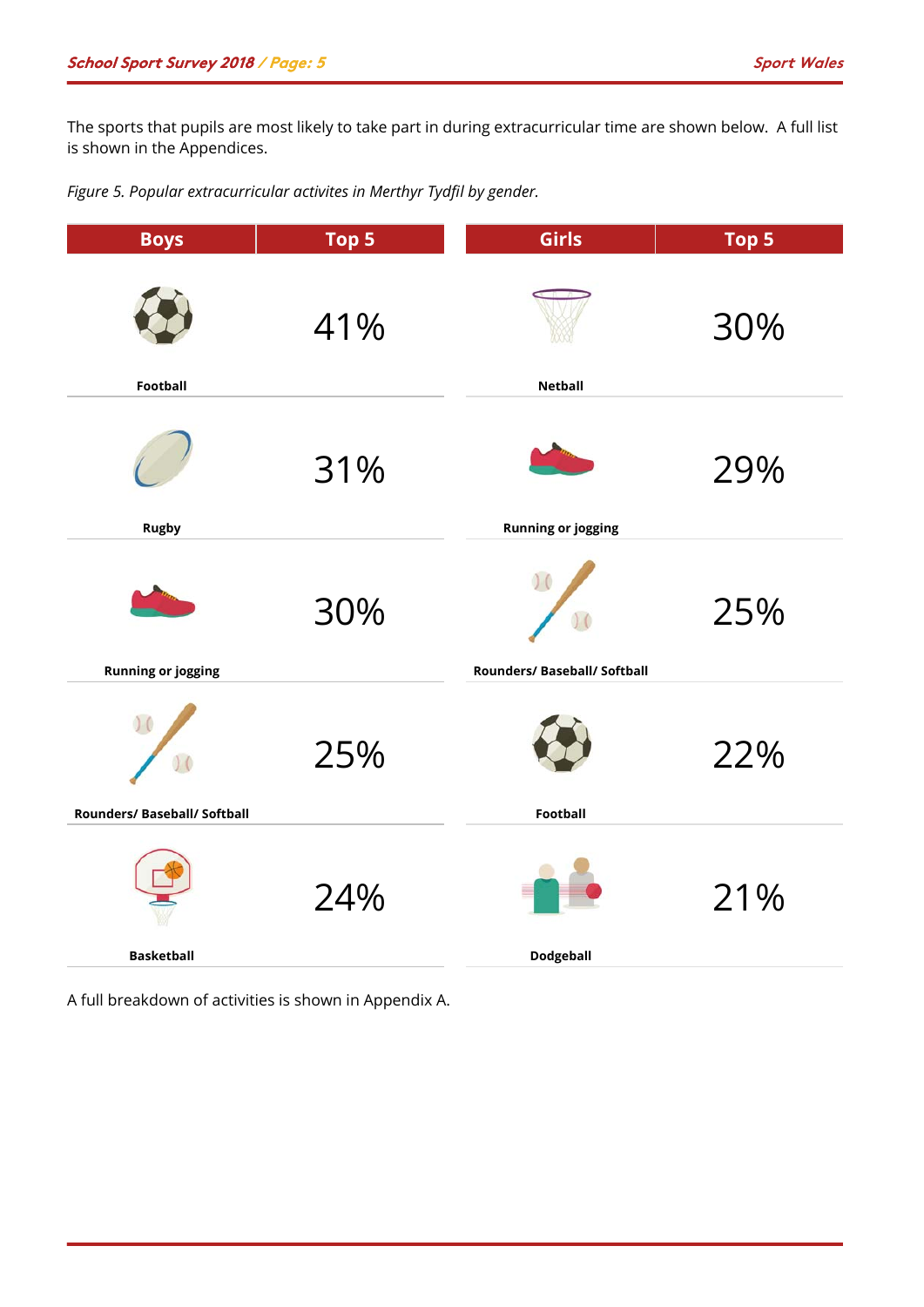The sports that pupils are most likely to take part in during extracurricular time are shown below. A full list is shown in the Appendices.

*Figure 5. Popular extracurricular activites in Merthyr Tydfil by gender.*

| Boys | Top 5 | Girls | Top 5 |
|---|---|---|---|
| Football | 41% | Netball | 30% |
| Rugby | 31% | Running or jogging | 29% |
| Running or jogging | 30% | Rounders/ Baseball/ Softball | 25% |
| Rounders/ Baseball/ Softball | 25% | Football | 22% |
| Basketball | 24% | Dodgeball | 21% |

A full breakdown of activities is shown in Appendix A.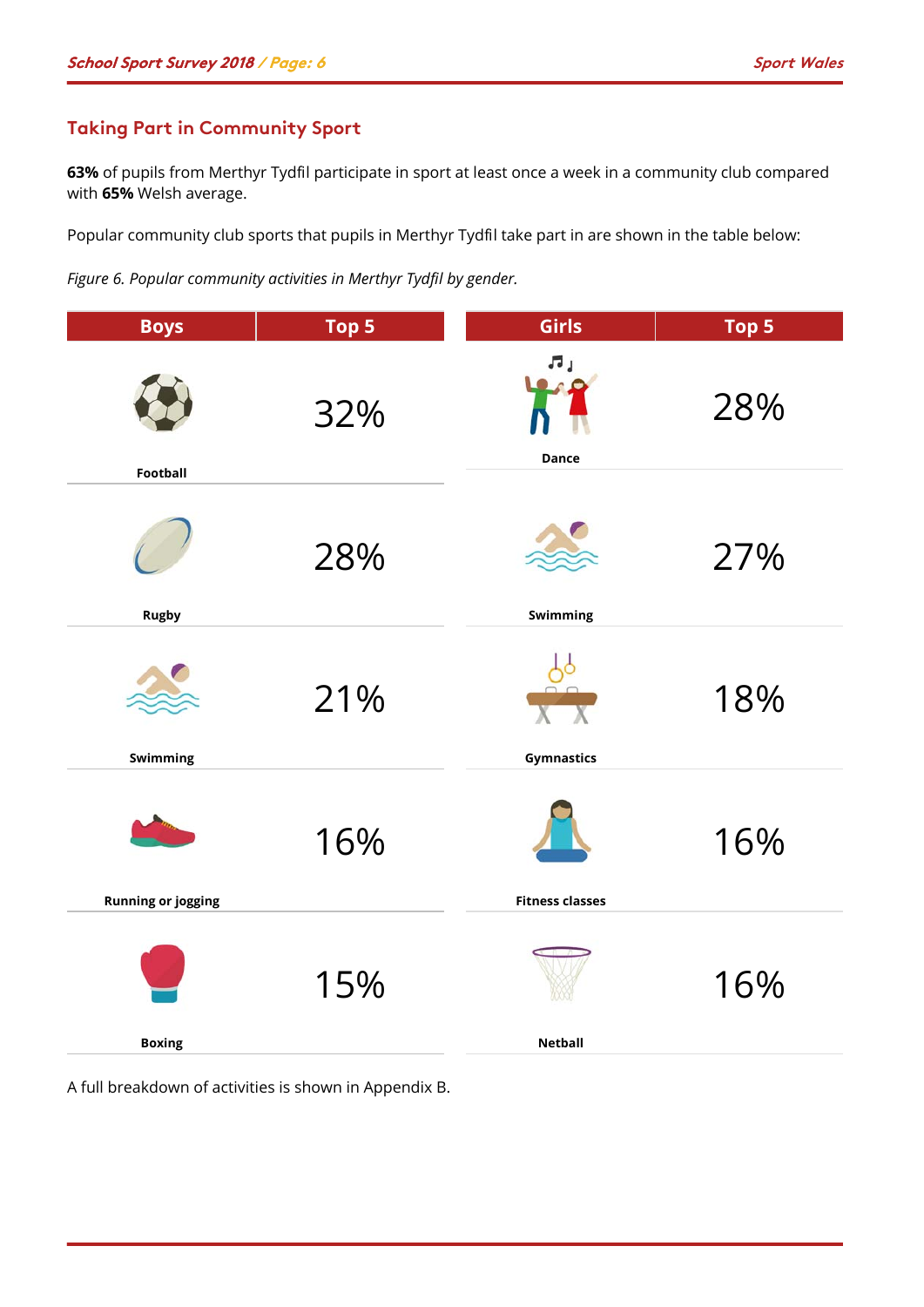## Taking Part in Community Sport

**63%** of pupils from Merthyr Tydfil participate in sport at least once a week in a community club compared with **65%** Welsh average.

Popular community club sports that pupils in Merthyr Tydfil take part in are shown in the table below:

*Figure 6. Popular community activities in Merthyr Tydfil by gender.*

| Boys | Top 5 | Girls | Top 5 |
|---|---|---|---|
| Football | 32% | Dance | 28% |
| Rugby | 28% | Swimming | 27% |
| Swimming | 21% | Gymnastics | 18% |
| Running or jogging | 16% | Fitness classes | 16% |
| Boxing | 15% | Netball | 16% |

A full breakdown of activities is shown in Appendix B.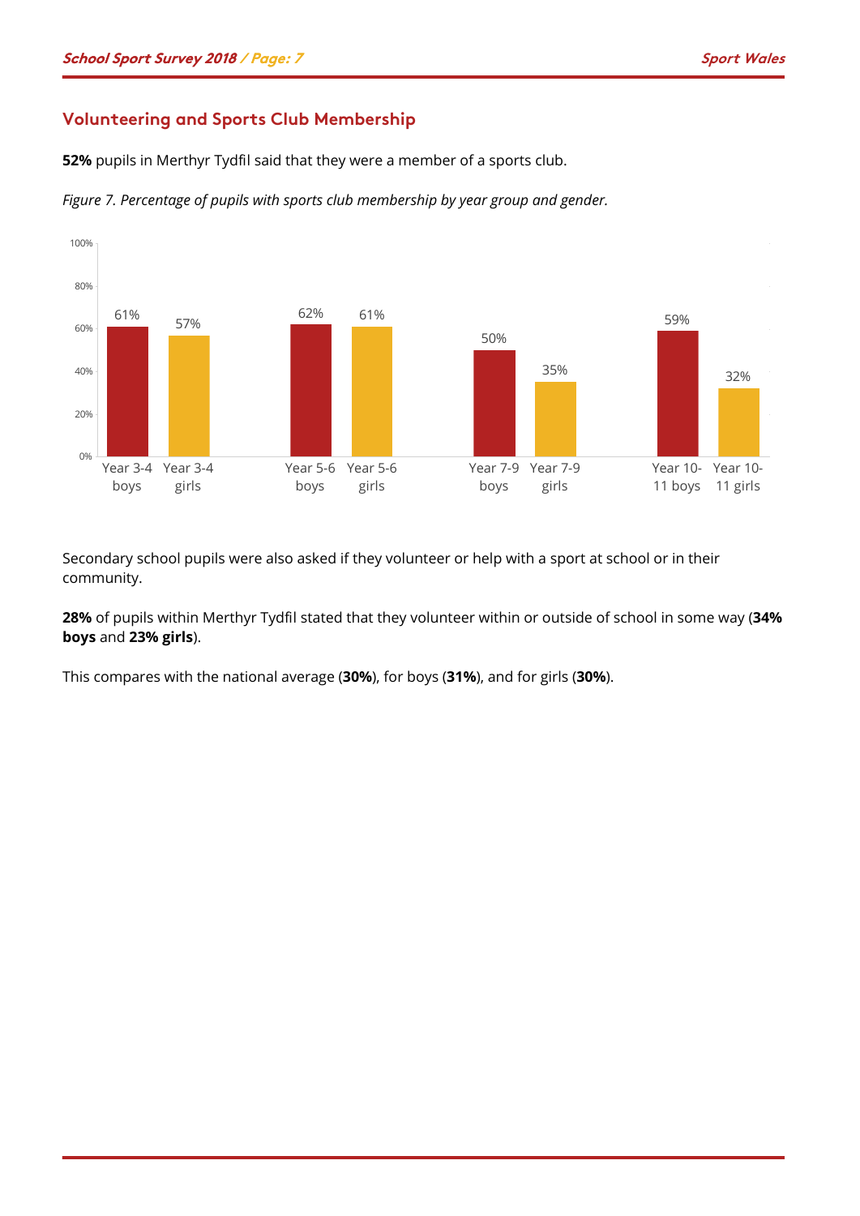## Volunteering and Sports Club Membership

**52%** pupils in Merthyr Tydfil said that they were a member of a sports club.

*Figure 7. Percentage of pupils with sports club membership by year group and gender.*

| Group | Percentage |
|---|---|
| Year 3-4 boys | 61% |
| Year 3-4 girls | 57% |
| Year 5-6 boys | 62% |
| Year 5-6 girls | 61% |
| Year 7-9 boys | 50% |
| Year 7-9 girls | 35% |
| Year 10-11 boys | 59% |
| Year 10-11 girls | 32% |

Secondary school pupils were also asked if they volunteer or help with a sport at school or in their community.

**28%** of pupils within Merthyr Tydfil stated that they volunteer within or outside of school in some way (**34% boys** and **23% girls**).

This compares with the national average (**30%**), for boys (**31%**), and for girls (**30%**).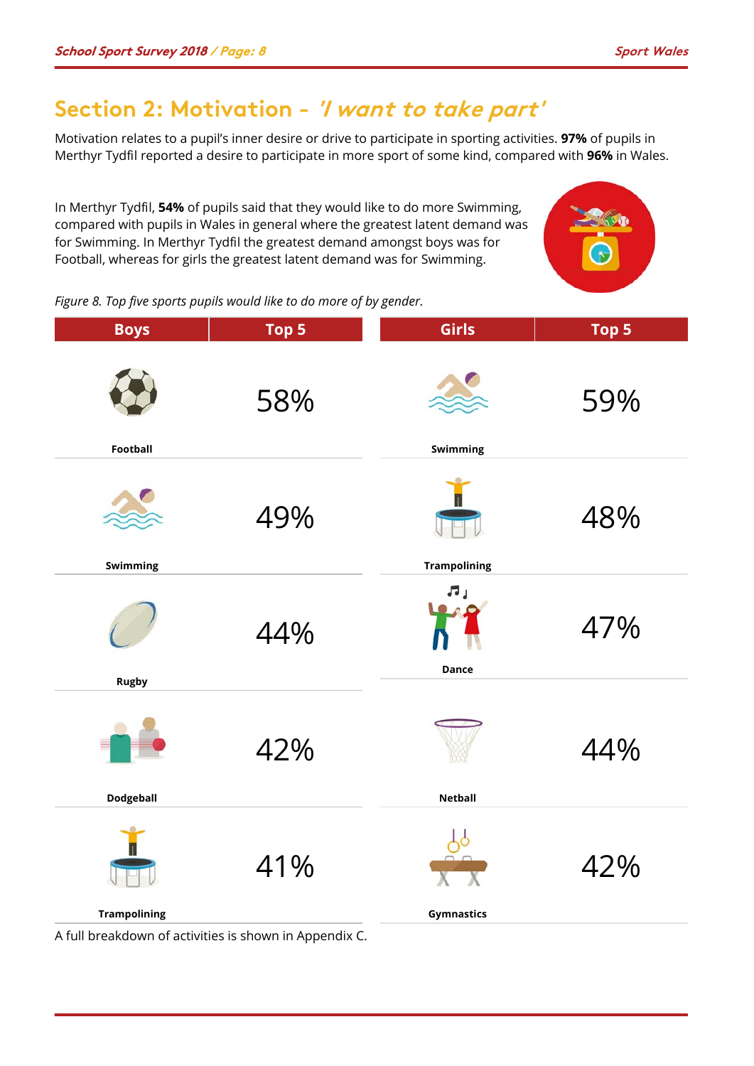## Section 2: Motivation - *'I want to take part'*

Motivation relates to a pupil's inner desire or drive to participate in sporting activities. **97%** of pupils in Merthyr Tydfil reported a desire to participate in more sport of some kind, compared with **96%** in Wales.

In Merthyr Tydfil, **54%** of pupils said that they would like to do more Swimming, compared with pupils in Wales in general where the greatest latent demand was for Swimming. In Merthyr Tydfil the greatest latent demand amongst boys was for Football, whereas for girls the greatest latent demand was for Swimming.

*Figure 8. Top five sports pupils would like to do more of by gender.*

| Boys | Top 5 | Girls | Top 5 |
|---|---|---|---|
| Football | 58% | Swimming | 59% |
| Swimming | 49% | Trampolining | 48% |
| Rugby | 44% | Dance | 47% |
| Dodgeball | 42% | Netball | 44% |
| Trampolining | 41% | Gymnastics | 42% |

A full breakdown of activities is shown in Appendix C.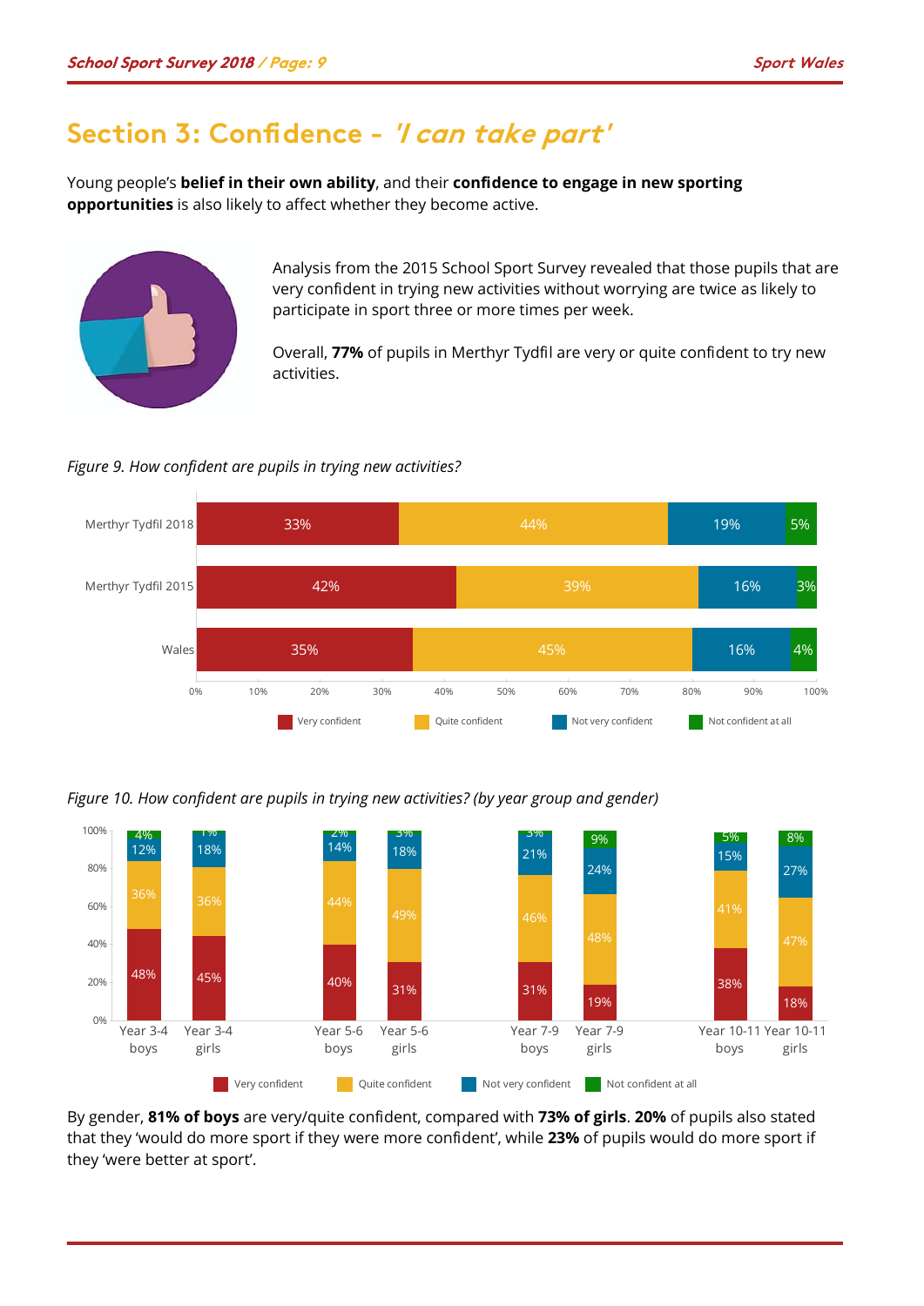# Section 3: Confidence - *'I can take part'*

Young people's **belief in their own ability**, and their **confidence to engage in new sporting opportunities** is also likely to affect whether they become active.

Analysis from the 2015 School Sport Survey revealed that those pupils that are very confident in trying new activities without worrying are twice as likely to participate in sport three or more times per week.

Overall, **77%** of pupils in Merthyr Tydfil are very or quite confident to try new activities.

*Figure 9. How confident are pupils in trying new activities?*

| | Very confident | Quite confident | Not very confident | Not confident at all |
|---|---|---|---|---|
| Merthyr Tydfil 2018 | 33% | 44% | 19% | 5% |
| Merthyr Tydfil 2015 | 42% | 39% | 16% | 3% |
| Wales | 35% | 45% | 16% | 4% |

*Figure 10. How confident are pupils in trying new activities? (by year group and gender)*

| | Very confident | Quite confident | Not very confident | Not confident at all |
|---|---|---|---|---|
| Year 3-4 boys | 48% | 36% | 12% | 4% |
| Year 3-4 girls | 45% | 36% | 18% | 1% |
| Year 5-6 boys | 40% | 44% | 14% | 2% |
| Year 5-6 girls | 31% | 49% | 18% | 3% |
| Year 7-9 boys | 31% | 46% | 21% | 3% |
| Year 7-9 girls | 19% | 48% | 24% | 9% |
| Year 10-11 boys | 38% | 41% | 15% | 5% |
| Year 10-11 girls | 18% | 47% | 27% | 8% |

By gender, **81% of boys** are very/quite confident, compared with **73% of girls**. **20%** of pupils also stated that they 'would do more sport if they were more confident', while **23%** of pupils would do more sport if they 'were better at sport'.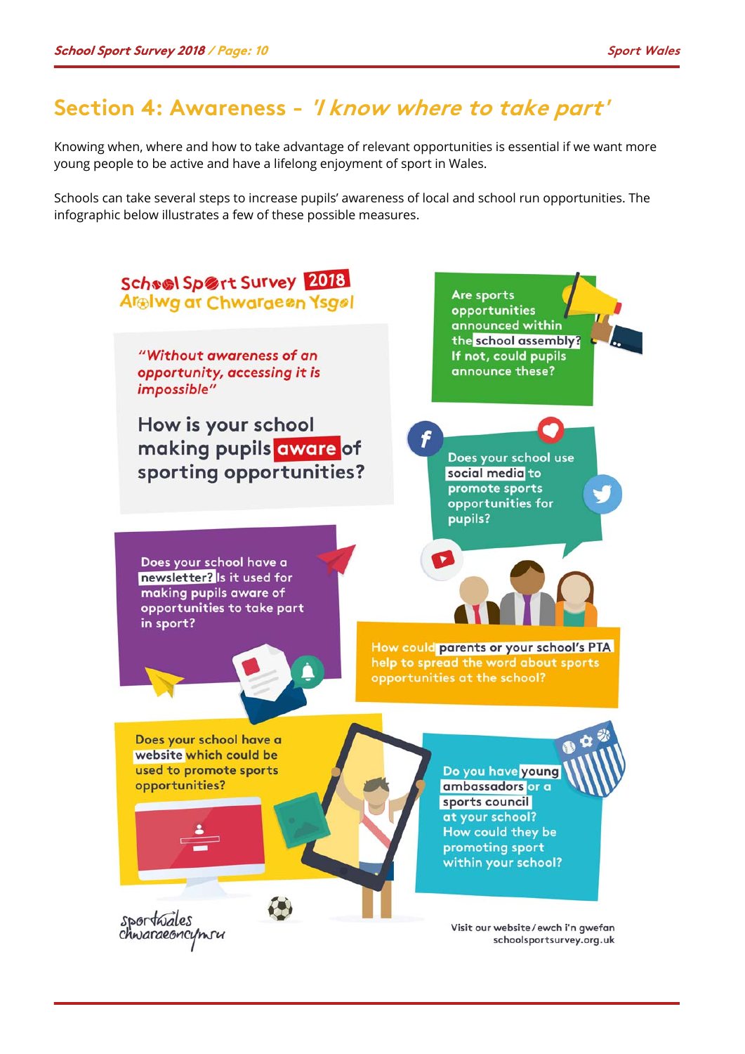## Section 4: Awareness - *'I know where to take part'*

Knowing when, where and how to take advantage of relevant opportunities is essential if we want more young people to be active and have a lifelong enjoyment of sport in Wales.

Schools can take several steps to increase pupils' awareness of local and school run opportunities. The infographic below illustrates a few of these possible measures.

School Sport Survey 2018
Arolwg ar Chwaraeon Ysgol

*"Without awareness of an opportunity, accessing it is impossible"*

**How is your school making pupils aware of sporting opportunities?**

Are sports opportunities announced within the **school assembly**? If not, could pupils announce these?

Does your school use **social media** to promote sports opportunities for pupils?

Does your school have a **newsletter?** Is it used for making pupils aware of opportunities to take part in sport?

How could **parents or your school's PTA** help to spread the word about sports opportunities at the school?

Does your school have a **website** which could be used to promote sports opportunities?

Do you have **young ambassadors** or a **sports council** at your school? How could they be promoting sport within your school?

sportwales
chwaraeoncymru

Visit our website / ewch i'n gwefan
schoolsportsurvey.org.uk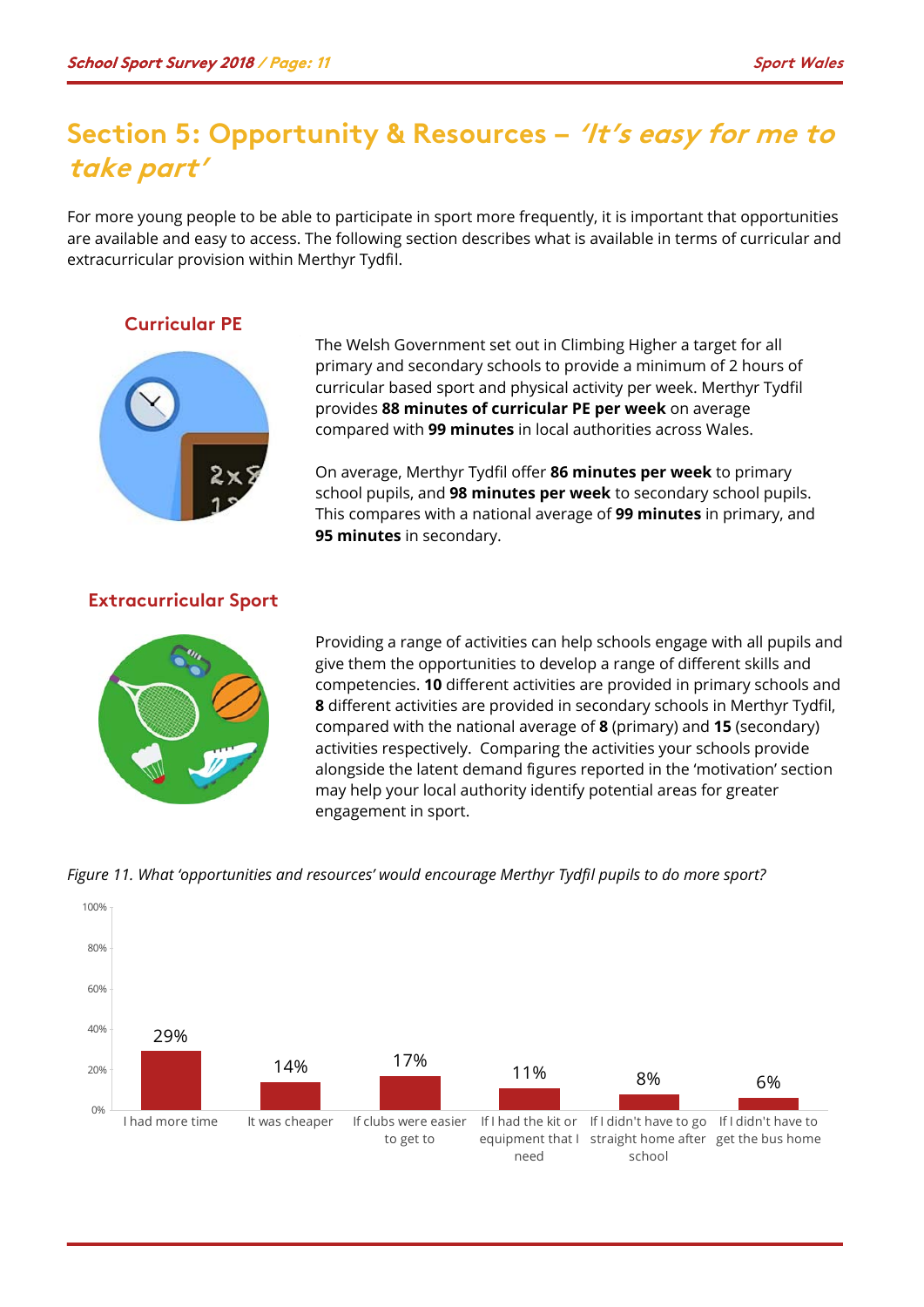# Section 5: Opportunity & Resources – *'It's easy for me to take part'*

For more young people to be able to participate in sport more frequently, it is important that opportunities are available and easy to access. The following section describes what is available in terms of curricular and extracurricular provision within Merthyr Tydfil.

## Curricular PE

The Welsh Government set out in Climbing Higher a target for all primary and secondary schools to provide a minimum of 2 hours of curricular based sport and physical activity per week. Merthyr Tydfil provides **88 minutes of curricular PE per week** on average compared with **99 minutes** in local authorities across Wales.

On average, Merthyr Tydfil offer **86 minutes per week** to primary school pupils, and **98 minutes per week** to secondary school pupils. This compares with a national average of **99 minutes** in primary, and **95 minutes** in secondary.

## Extracurricular Sport

Providing a range of activities can help schools engage with all pupils and give them the opportunities to develop a range of different skills and competencies. **10** different activities are provided in primary schools and **8** different activities are provided in secondary schools in Merthyr Tydfil, compared with the national average of **8** (primary) and **15** (secondary) activities respectively. Comparing the activities your schools provide alongside the latent demand figures reported in the 'motivation' section may help your local authority identify potential areas for greater engagement in sport.

*Figure 11. What 'opportunities and resources' would encourage Merthyr Tydfil pupils to do more sport?*

| Response | % |
|---|---|
| I had more time | 29% |
| It was cheaper | 14% |
| If clubs were easier to get to | 17% |
| If I had the kit or equipment that I need | 11% |
| If I didn't have to go straight home after school | 8% |
| If I didn't have to get the bus home | 6% |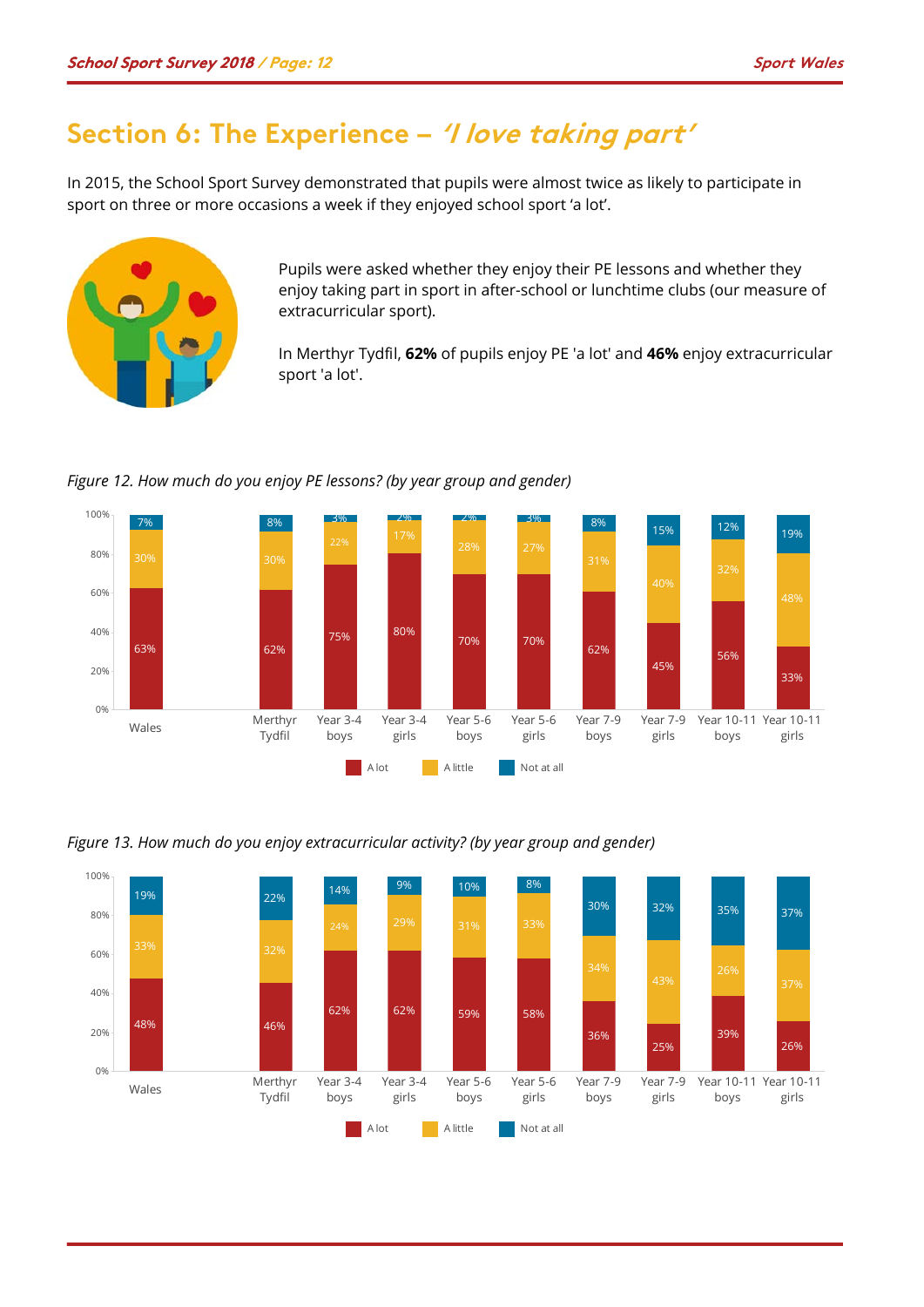# Section 6: The Experience – *'I love taking part'*

In 2015, the School Sport Survey demonstrated that pupils were almost twice as likely to participate in sport on three or more occasions a week if they enjoyed school sport 'a lot'.

Pupils were asked whether they enjoy their PE lessons and whether they enjoy taking part in sport in after-school or lunchtime clubs (our measure of extracurricular sport).

In Merthyr Tydfil, **62%** of pupils enjoy PE 'a lot' and **46%** enjoy extracurricular sport 'a lot'.

*Figure 12. How much do you enjoy PE lessons? (by year group and gender)*

| | A lot | A little | Not at all |
|---|---|---|---|
| Wales | 63% | 30% | 7% |
| Merthyr Tydfil | 62% | 30% | 8% |
| Year 3-4 boys | 75% | 22% | 3% |
| Year 3-4 girls | 80% | 17% | 2% |
| Year 5-6 boys | 70% | 28% | 2% |
| Year 5-6 girls | 70% | 27% | 3% |
| Year 7-9 boys | 62% | 31% | 8% |
| Year 7-9 girls | 45% | 40% | 15% |
| Year 10-11 boys | 56% | 32% | 12% |
| Year 10-11 girls | 33% | 48% | 19% |

*Figure 13. How much do you enjoy extracurricular activity? (by year group and gender)*

| | A lot | A little | Not at all |
|---|---|---|---|
| Wales | 48% | 33% | 19% |
| Merthyr Tydfil | 46% | 32% | 22% |
| Year 3-4 boys | 62% | 24% | 14% |
| Year 3-4 girls | 62% | 29% | 9% |
| Year 5-6 boys | 59% | 31% | 10% |
| Year 5-6 girls | 58% | 33% | 8% |
| Year 7-9 boys | 36% | 34% | 30% |
| Year 7-9 girls | 25% | 43% | 32% |
| Year 10-11 boys | 39% | 26% | 35% |
| Year 10-11 girls | 26% | 37% | 37% |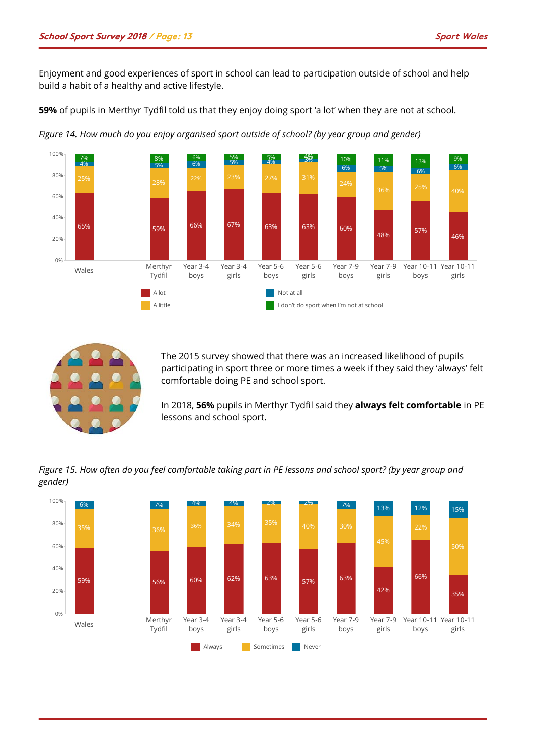Enjoyment and good experiences of sport in school can lead to participation outside of school and help build a habit of a healthy and active lifestyle.

**59%** of pupils in Merthyr Tydfil told us that they enjoy doing sport 'a lot' when they are not at school.

*Figure 14. How much do you enjoy organised sport outside of school? (by year group and gender)*

| | A lot | A little | Not at all | I don't do sport when I'm not at school |
|---|---|---|---|---|
| Wales | 65% | 25% | 4% | 7% |
| Merthyr Tydfil | 59% | 28% | 5% | 8% |
| Year 3-4 boys | 66% | 22% | 6% | 6% |
| Year 3-4 girls | 67% | 23% | 5% | 5% |
| Year 5-6 boys | 63% | 27% | 4% | 5% |
| Year 5-6 girls | 63% | 31% | 3% | 4% |
| Year 7-9 boys | 60% | 24% | 6% | 10% |
| Year 7-9 girls | 48% | 36% | 5% | 11% |
| Year 10-11 boys | 57% | 25% | 6% | 13% |
| Year 10-11 girls | 46% | 40% | 6% | 9% |

The 2015 survey showed that there was an increased likelihood of pupils participating in sport three or more times a week if they said they 'always' felt comfortable doing PE and school sport.

In 2018, **56%** pupils in Merthyr Tydfil said they **always felt comfortable** in PE lessons and school sport.

*Figure 15. How often do you feel comfortable taking part in PE lessons and school sport? (by year group and gender)*

| | Always | Sometimes | Never |
|---|---|---|---|
| Wales | 59% | 35% | 6% |
| Merthyr Tydfil | 56% | 36% | 7% |
| Year 3-4 boys | 60% | 36% | 4% |
| Year 3-4 girls | 62% | 34% | 4% |
| Year 5-6 boys | 63% | 35% | 2% |
| Year 5-6 girls | 57% | 40% | 2% |
| Year 7-9 boys | 63% | 30% | 7% |
| Year 7-9 girls | 42% | 45% | 13% |
| Year 10-11 boys | 66% | 22% | 12% |
| Year 10-11 girls | 35% | 50% | 15% |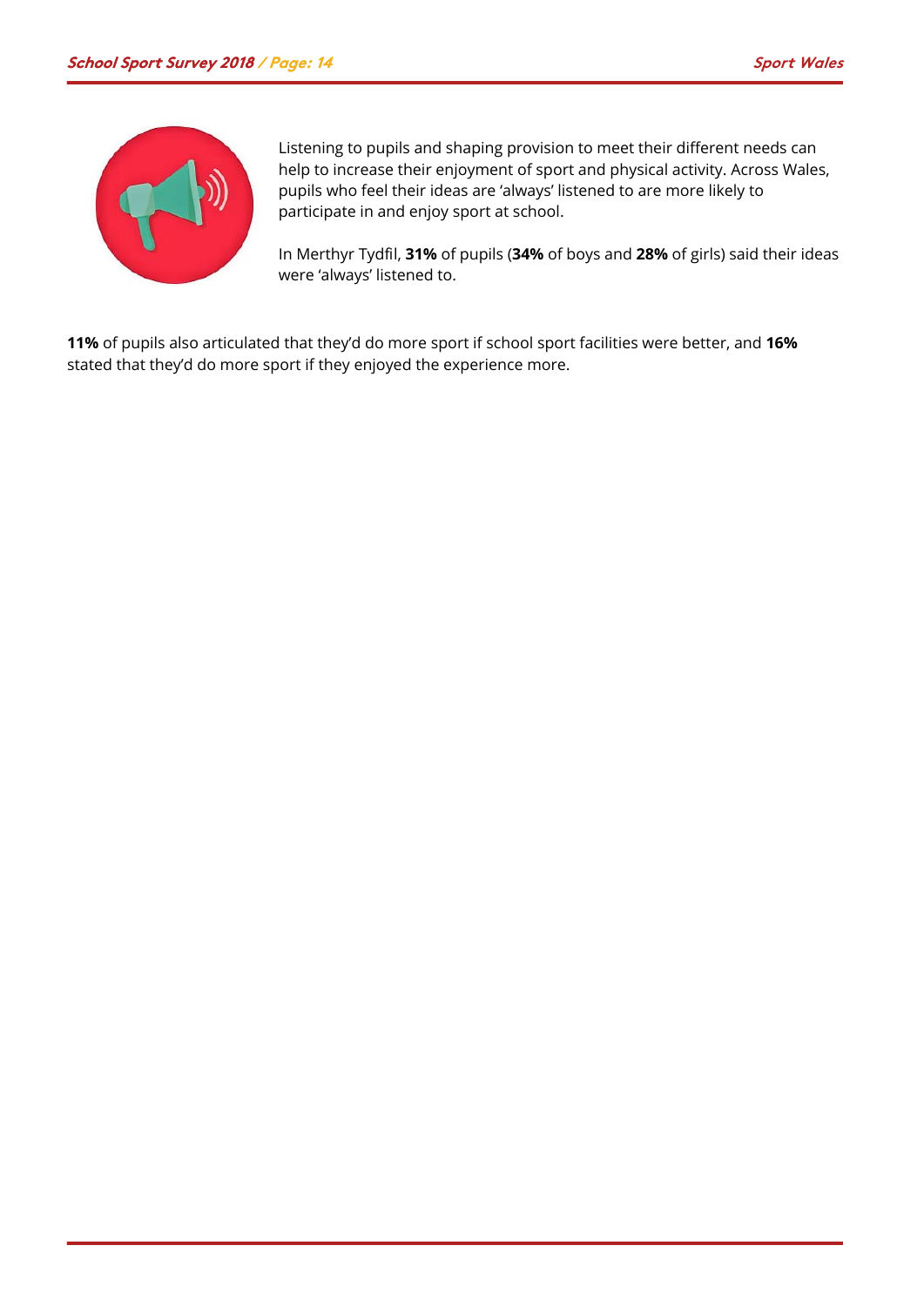Listening to pupils and shaping provision to meet their different needs can help to increase their enjoyment of sport and physical activity. Across Wales, pupils who feel their ideas are 'always' listened to are more likely to participate in and enjoy sport at school.

In Merthyr Tydfil, **31%** of pupils (**34%** of boys and **28%** of girls) said their ideas were 'always' listened to.

**11%** of pupils also articulated that they'd do more sport if school sport facilities were better, and **16%** stated that they'd do more sport if they enjoyed the experience more.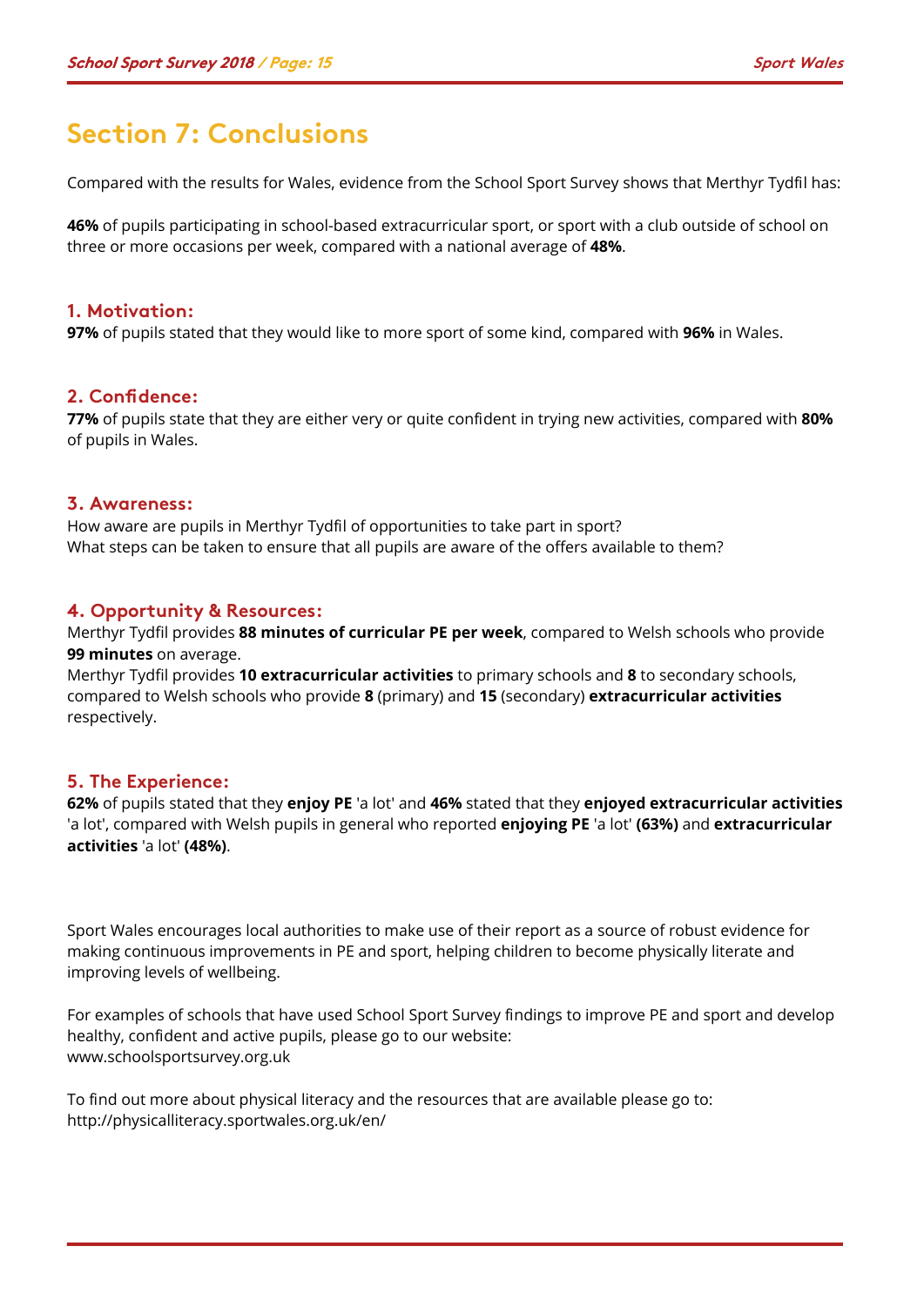# Section 7: Conclusions

Compared with the results for Wales, evidence from the School Sport Survey shows that Merthyr Tydfil has:

**46%** of pupils participating in school-based extracurricular sport, or sport with a club outside of school on three or more occasions per week, compared with a national average of **48%**.

## 1. Motivation:

**97%** of pupils stated that they would like to more sport of some kind, compared with **96%** in Wales.

## 2. Confidence:

**77%** of pupils state that they are either very or quite confident in trying new activities, compared with **80%** of pupils in Wales.

## 3. Awareness:

How aware are pupils in Merthyr Tydfil of opportunities to take part in sport?
What steps can be taken to ensure that all pupils are aware of the offers available to them?

## 4. Opportunity & Resources:

Merthyr Tydfil provides **88 minutes of curricular PE per week**, compared to Welsh schools who provide **99 minutes** on average.
Merthyr Tydfil provides **10 extracurricular activities** to primary schools and **8** to secondary schools, compared to Welsh schools who provide **8** (primary) and **15** (secondary) **extracurricular activities** respectively.

## 5. The Experience:

**62%** of pupils stated that they **enjoy PE** 'a lot' and **46%** stated that they **enjoyed extracurricular activities** 'a lot', compared with Welsh pupils in general who reported **enjoying PE** 'a lot' **(63%)** and **extracurricular activities** 'a lot' **(48%)**.

Sport Wales encourages local authorities to make use of their report as a source of robust evidence for making continuous improvements in PE and sport, helping children to become physically literate and improving levels of wellbeing.

For examples of schools that have used School Sport Survey findings to improve PE and sport and develop healthy, confident and active pupils, please go to our website:
www.schoolsportsurvey.org.uk

To find out more about physical literacy and the resources that are available please go to:
http://physicalliteracy.sportwales.org.uk/en/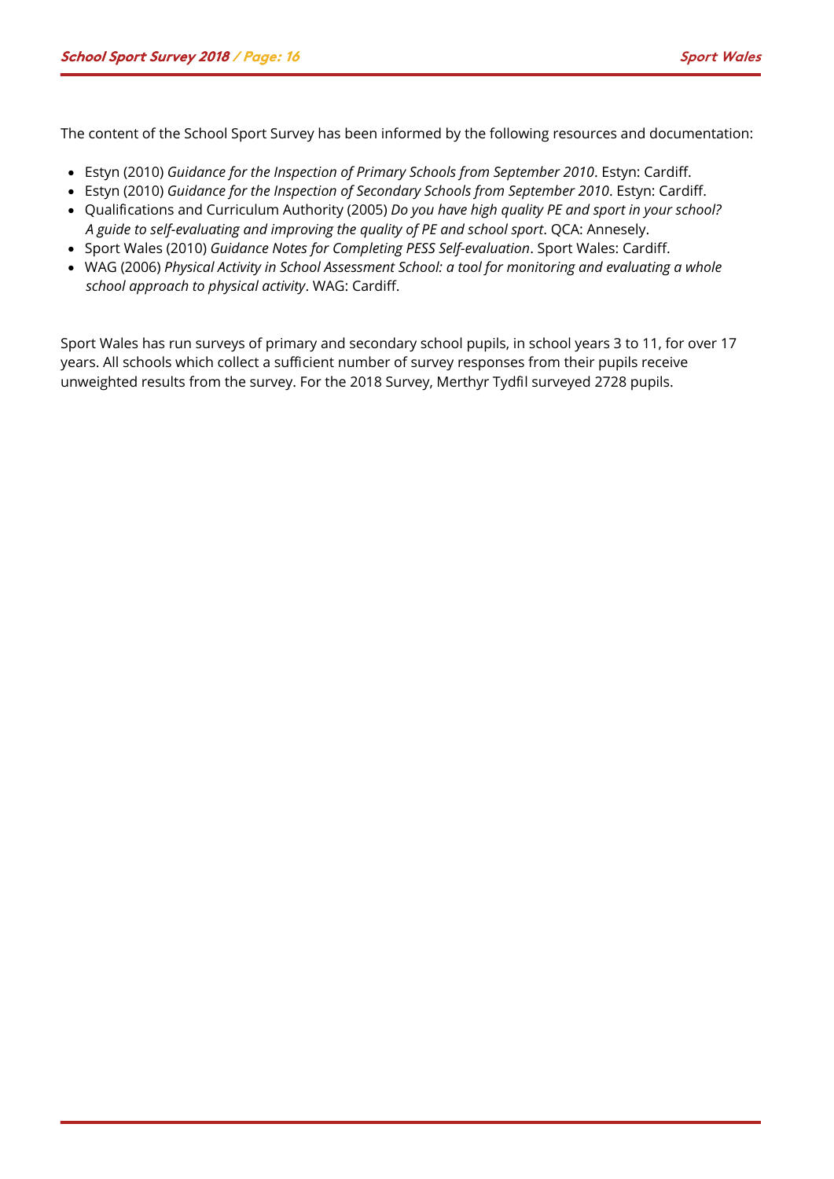The content of the School Sport Survey has been informed by the following resources and documentation:

- Estyn (2010) *Guidance for the Inspection of Primary Schools from September 2010*. Estyn: Cardiff.
- Estyn (2010) *Guidance for the Inspection of Secondary Schools from September 2010*. Estyn: Cardiff.
- Qualifications and Curriculum Authority (2005) *Do you have high quality PE and sport in your school? A guide to self-evaluating and improving the quality of PE and school sport*. QCA: Annesely.
- Sport Wales (2010) *Guidance Notes for Completing PESS Self-evaluation*. Sport Wales: Cardiff.
- WAG (2006) *Physical Activity in School Assessment School: a tool for monitoring and evaluating a whole school approach to physical activity*. WAG: Cardiff.

Sport Wales has run surveys of primary and secondary school pupils, in school years 3 to 11, for over 17 years. All schools which collect a sufficient number of survey responses from their pupils receive unweighted results from the survey. For the 2018 Survey, Merthyr Tydfil surveyed 2728 pupils.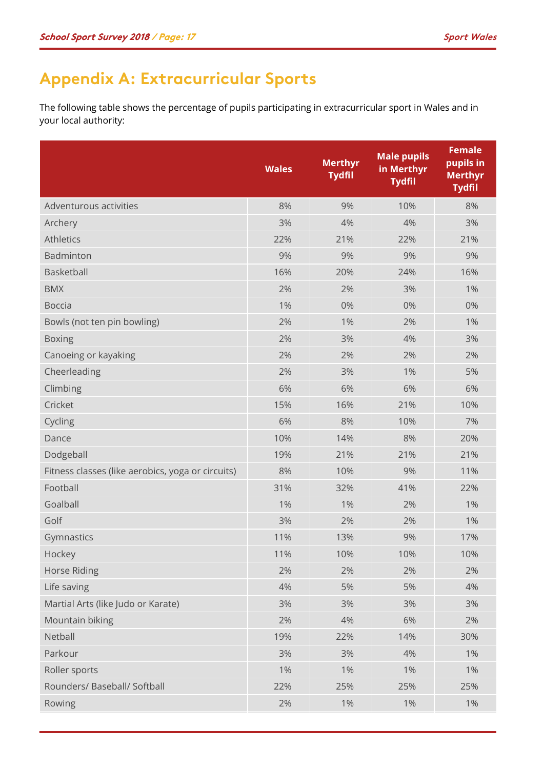# Appendix A: Extracurricular Sports

The following table shows the percentage of pupils participating in extracurricular sport in Wales and in your local authority:

| | Wales | Merthyr Tydfil | Male pupils in Merthyr Tydfil | Female pupils in Merthyr Tydfil |
|---|---|---|---|---|
| Adventurous activities | 8% | 9% | 10% | 8% |
| Archery | 3% | 4% | 4% | 3% |
| Athletics | 22% | 21% | 22% | 21% |
| Badminton | 9% | 9% | 9% | 9% |
| Basketball | 16% | 20% | 24% | 16% |
| BMX | 2% | 2% | 3% | 1% |
| Boccia | 1% | 0% | 0% | 0% |
| Bowls (not ten pin bowling) | 2% | 1% | 2% | 1% |
| Boxing | 2% | 3% | 4% | 3% |
| Canoeing or kayaking | 2% | 2% | 2% | 2% |
| Cheerleading | 2% | 3% | 1% | 5% |
| Climbing | 6% | 6% | 6% | 6% |
| Cricket | 15% | 16% | 21% | 10% |
| Cycling | 6% | 8% | 10% | 7% |
| Dance | 10% | 14% | 8% | 20% |
| Dodgeball | 19% | 21% | 21% | 21% |
| Fitness classes (like aerobics, yoga or circuits) | 8% | 10% | 9% | 11% |
| Football | 31% | 32% | 41% | 22% |
| Goalball | 1% | 1% | 2% | 1% |
| Golf | 3% | 2% | 2% | 1% |
| Gymnastics | 11% | 13% | 9% | 17% |
| Hockey | 11% | 10% | 10% | 10% |
| Horse Riding | 2% | 2% | 2% | 2% |
| Life saving | 4% | 5% | 5% | 4% |
| Martial Arts (like Judo or Karate) | 3% | 3% | 3% | 3% |
| Mountain biking | 2% | 4% | 6% | 2% |
| Netball | 19% | 22% | 14% | 30% |
| Parkour | 3% | 3% | 4% | 1% |
| Roller sports | 1% | 1% | 1% | 1% |
| Rounders/ Baseball/ Softball | 22% | 25% | 25% | 25% |
| Rowing | 2% | 1% | 1% | 1% |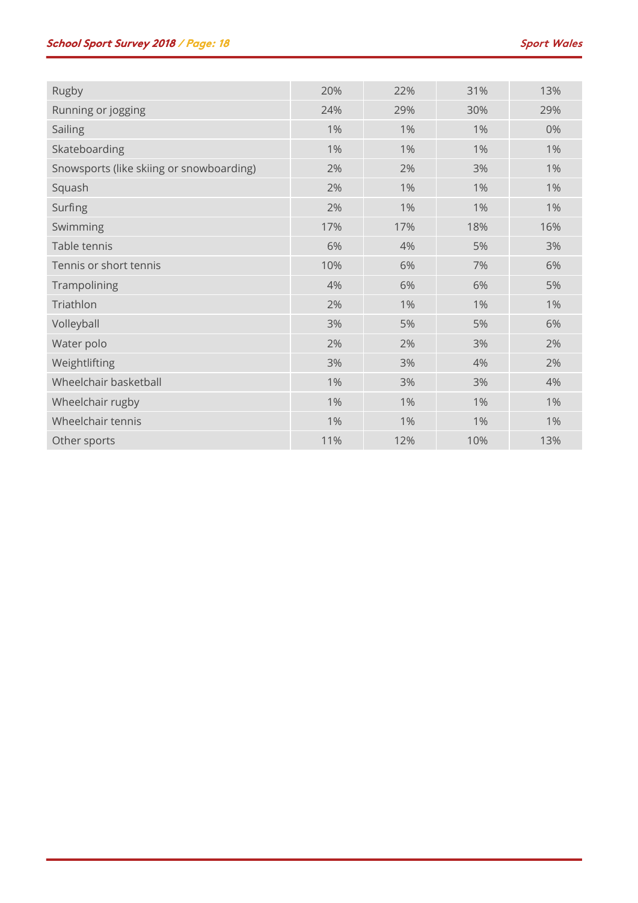| | | | | |
|---|---|---|---|---|
| Rugby | 20% | 22% | 31% | 13% |
| Running or jogging | 24% | 29% | 30% | 29% |
| Sailing | 1% | 1% | 1% | 0% |
| Skateboarding | 1% | 1% | 1% | 1% |
| Snowsports (like skiing or snowboarding) | 2% | 2% | 3% | 1% |
| Squash | 2% | 1% | 1% | 1% |
| Surfing | 2% | 1% | 1% | 1% |
| Swimming | 17% | 17% | 18% | 16% |
| Table tennis | 6% | 4% | 5% | 3% |
| Tennis or short tennis | 10% | 6% | 7% | 6% |
| Trampolining | 4% | 6% | 6% | 5% |
| Triathlon | 2% | 1% | 1% | 1% |
| Volleyball | 3% | 5% | 5% | 6% |
| Water polo | 2% | 2% | 3% | 2% |
| Weightlifting | 3% | 3% | 4% | 2% |
| Wheelchair basketball | 1% | 3% | 3% | 4% |
| Wheelchair rugby | 1% | 1% | 1% | 1% |
| Wheelchair tennis | 1% | 1% | 1% | 1% |
| Other sports | 11% | 12% | 10% | 13% |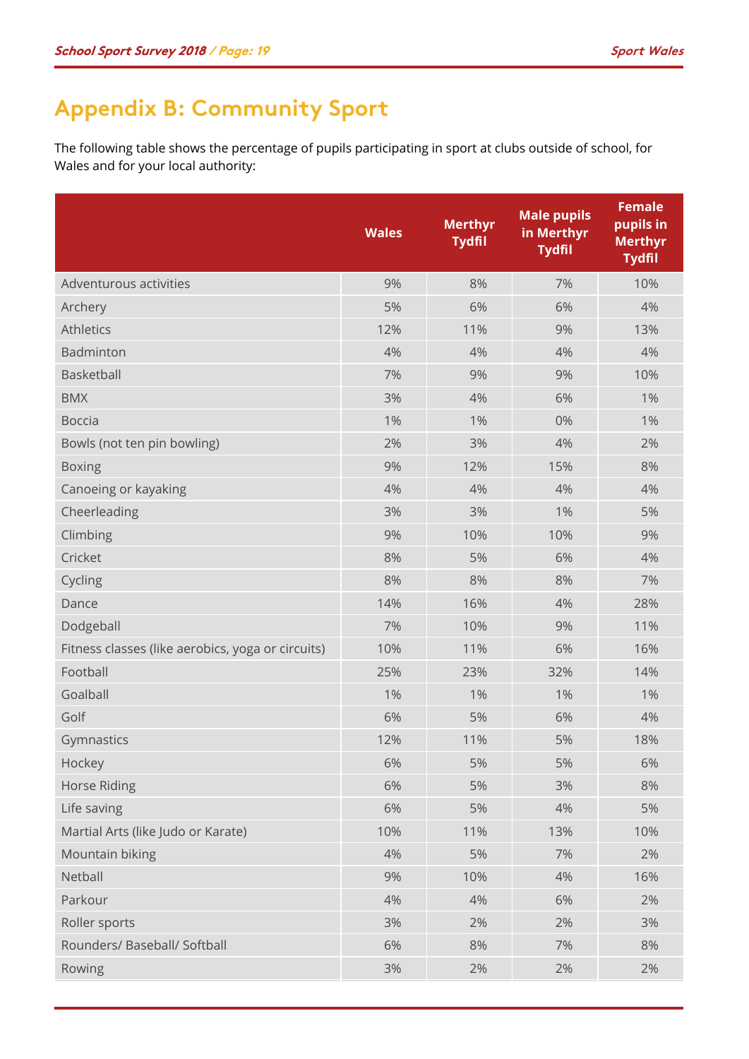## Appendix B: Community Sport

The following table shows the percentage of pupils participating in sport at clubs outside of school, for Wales and for your local authority:

| | Wales | Merthyr Tydfil | Male pupils in Merthyr Tydfil | Female pupils in Merthyr Tydfil |
|---|---|---|---|---|
| Adventurous activities | 9% | 8% | 7% | 10% |
| Archery | 5% | 6% | 6% | 4% |
| Athletics | 12% | 11% | 9% | 13% |
| Badminton | 4% | 4% | 4% | 4% |
| Basketball | 7% | 9% | 9% | 10% |
| BMX | 3% | 4% | 6% | 1% |
| Boccia | 1% | 1% | 0% | 1% |
| Bowls (not ten pin bowling) | 2% | 3% | 4% | 2% |
| Boxing | 9% | 12% | 15% | 8% |
| Canoeing or kayaking | 4% | 4% | 4% | 4% |
| Cheerleading | 3% | 3% | 1% | 5% |
| Climbing | 9% | 10% | 10% | 9% |
| Cricket | 8% | 5% | 6% | 4% |
| Cycling | 8% | 8% | 8% | 7% |
| Dance | 14% | 16% | 4% | 28% |
| Dodgeball | 7% | 10% | 9% | 11% |
| Fitness classes (like aerobics, yoga or circuits) | 10% | 11% | 6% | 16% |
| Football | 25% | 23% | 32% | 14% |
| Goalball | 1% | 1% | 1% | 1% |
| Golf | 6% | 5% | 6% | 4% |
| Gymnastics | 12% | 11% | 5% | 18% |
| Hockey | 6% | 5% | 5% | 6% |
| Horse Riding | 6% | 5% | 3% | 8% |
| Life saving | 6% | 5% | 4% | 5% |
| Martial Arts (like Judo or Karate) | 10% | 11% | 13% | 10% |
| Mountain biking | 4% | 5% | 7% | 2% |
| Netball | 9% | 10% | 4% | 16% |
| Parkour | 4% | 4% | 6% | 2% |
| Roller sports | 3% | 2% | 2% | 3% |
| Rounders/ Baseball/ Softball | 6% | 8% | 7% | 8% |
| Rowing | 3% | 2% | 2% | 2% |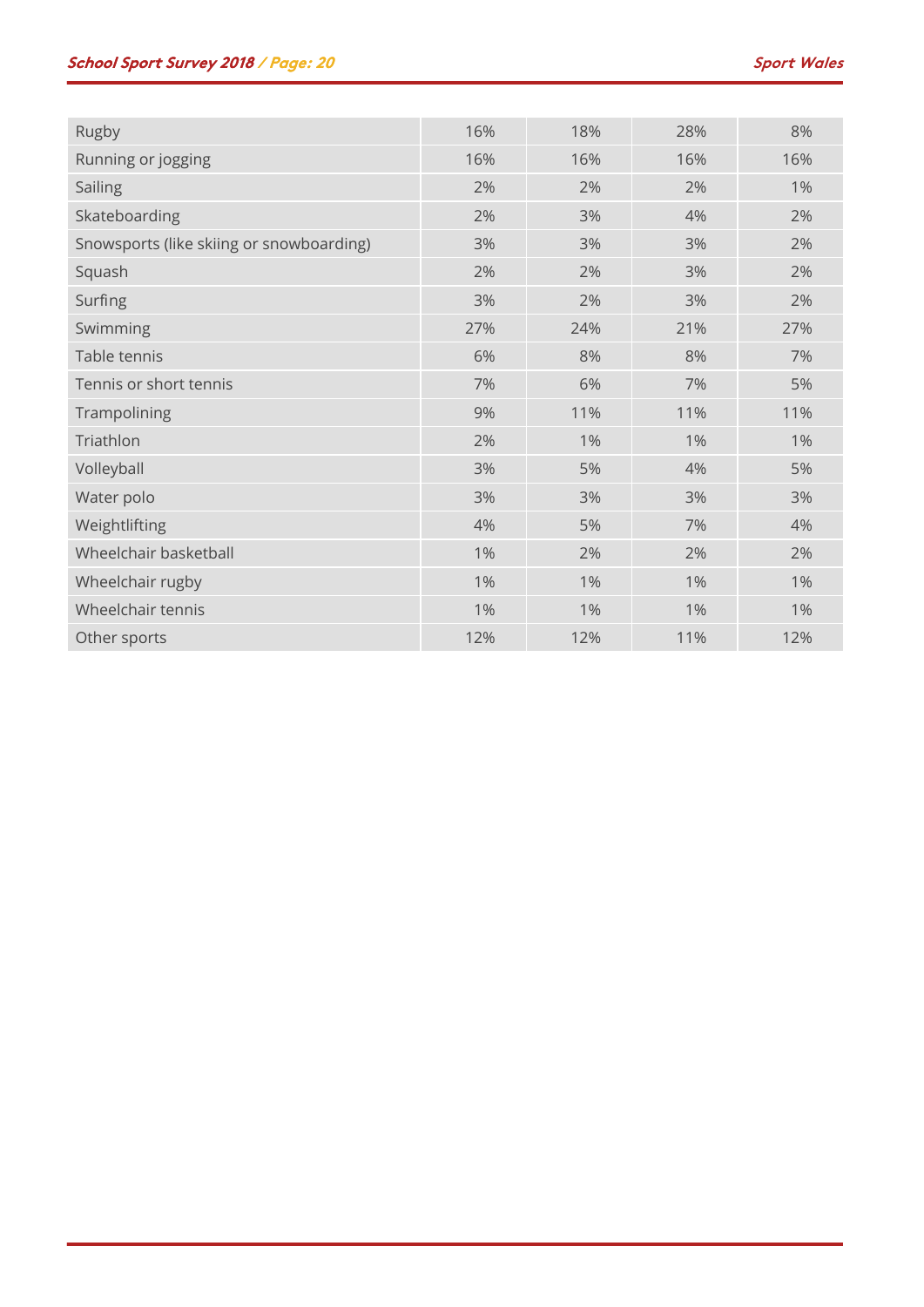| | | | | |
|---|---|---|---|---|
| Rugby | 16% | 18% | 28% | 8% |
| Running or jogging | 16% | 16% | 16% | 16% |
| Sailing | 2% | 2% | 2% | 1% |
| Skateboarding | 2% | 3% | 4% | 2% |
| Snowsports (like skiing or snowboarding) | 3% | 3% | 3% | 2% |
| Squash | 2% | 2% | 3% | 2% |
| Surfing | 3% | 2% | 3% | 2% |
| Swimming | 27% | 24% | 21% | 27% |
| Table tennis | 6% | 8% | 8% | 7% |
| Tennis or short tennis | 7% | 6% | 7% | 5% |
| Trampolining | 9% | 11% | 11% | 11% |
| Triathlon | 2% | 1% | 1% | 1% |
| Volleyball | 3% | 5% | 4% | 5% |
| Water polo | 3% | 3% | 3% | 3% |
| Weightlifting | 4% | 5% | 7% | 4% |
| Wheelchair basketball | 1% | 2% | 2% | 2% |
| Wheelchair rugby | 1% | 1% | 1% | 1% |
| Wheelchair tennis | 1% | 1% | 1% | 1% |
| Other sports | 12% | 12% | 11% | 12% |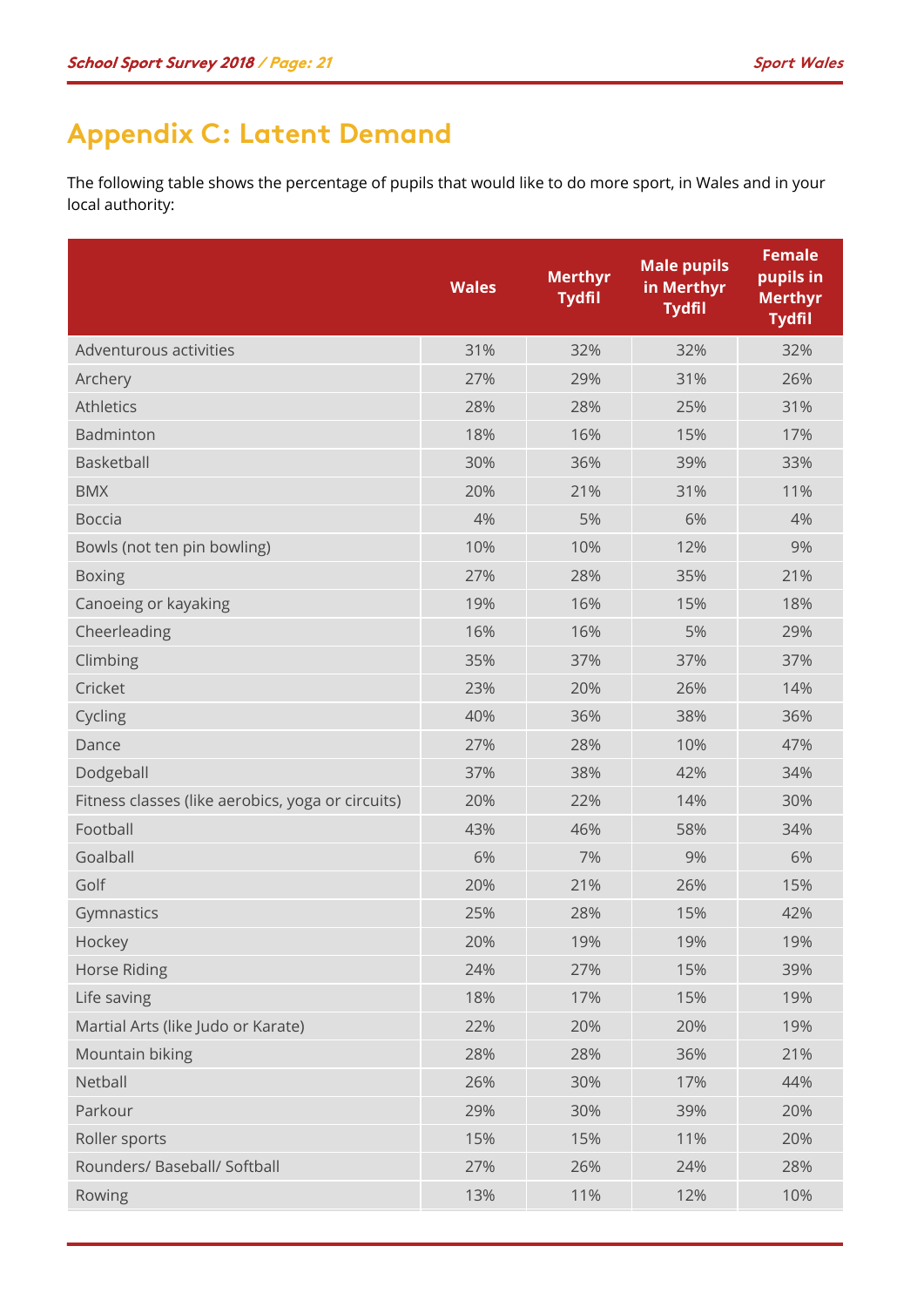## Appendix C: Latent Demand

The following table shows the percentage of pupils that would like to do more sport, in Wales and in your local authority:

| | Wales | Merthyr Tydfil | Male pupils in Merthyr Tydfil | Female pupils in Merthyr Tydfil |
|---|---|---|---|---|
| Adventurous activities | 31% | 32% | 32% | 32% |
| Archery | 27% | 29% | 31% | 26% |
| Athletics | 28% | 28% | 25% | 31% |
| Badminton | 18% | 16% | 15% | 17% |
| Basketball | 30% | 36% | 39% | 33% |
| BMX | 20% | 21% | 31% | 11% |
| Boccia | 4% | 5% | 6% | 4% |
| Bowls (not ten pin bowling) | 10% | 10% | 12% | 9% |
| Boxing | 27% | 28% | 35% | 21% |
| Canoeing or kayaking | 19% | 16% | 15% | 18% |
| Cheerleading | 16% | 16% | 5% | 29% |
| Climbing | 35% | 37% | 37% | 37% |
| Cricket | 23% | 20% | 26% | 14% |
| Cycling | 40% | 36% | 38% | 36% |
| Dance | 27% | 28% | 10% | 47% |
| Dodgeball | 37% | 38% | 42% | 34% |
| Fitness classes (like aerobics, yoga or circuits) | 20% | 22% | 14% | 30% |
| Football | 43% | 46% | 58% | 34% |
| Goalball | 6% | 7% | 9% | 6% |
| Golf | 20% | 21% | 26% | 15% |
| Gymnastics | 25% | 28% | 15% | 42% |
| Hockey | 20% | 19% | 19% | 19% |
| Horse Riding | 24% | 27% | 15% | 39% |
| Life saving | 18% | 17% | 15% | 19% |
| Martial Arts (like Judo or Karate) | 22% | 20% | 20% | 19% |
| Mountain biking | 28% | 28% | 36% | 21% |
| Netball | 26% | 30% | 17% | 44% |
| Parkour | 29% | 30% | 39% | 20% |
| Roller sports | 15% | 15% | 11% | 20% |
| Rounders/ Baseball/ Softball | 27% | 26% | 24% | 28% |
| Rowing | 13% | 11% | 12% | 10% |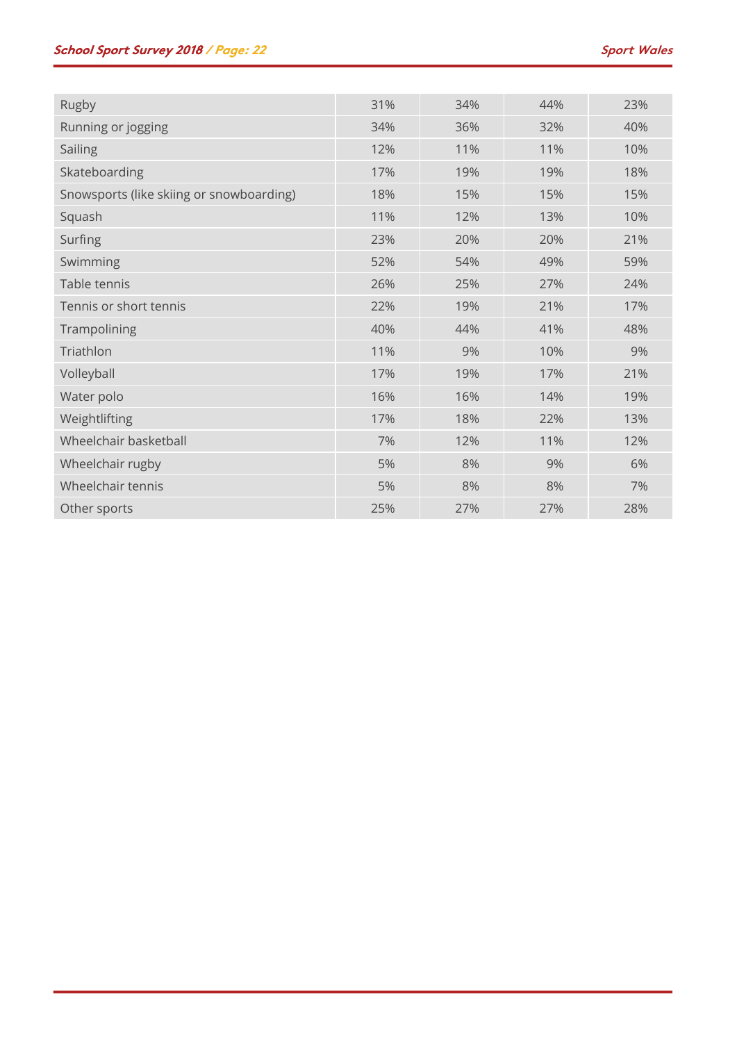| | | | | |
|---|---|---|---|---|
| Rugby | 31% | 34% | 44% | 23% |
| Running or jogging | 34% | 36% | 32% | 40% |
| Sailing | 12% | 11% | 11% | 10% |
| Skateboarding | 17% | 19% | 19% | 18% |
| Snowsports (like skiing or snowboarding) | 18% | 15% | 15% | 15% |
| Squash | 11% | 12% | 13% | 10% |
| Surfing | 23% | 20% | 20% | 21% |
| Swimming | 52% | 54% | 49% | 59% |
| Table tennis | 26% | 25% | 27% | 24% |
| Tennis or short tennis | 22% | 19% | 21% | 17% |
| Trampolining | 40% | 44% | 41% | 48% |
| Triathlon | 11% | 9% | 10% | 9% |
| Volleyball | 17% | 19% | 17% | 21% |
| Water polo | 16% | 16% | 14% | 19% |
| Weightlifting | 17% | 18% | 22% | 13% |
| Wheelchair basketball | 7% | 12% | 11% | 12% |
| Wheelchair rugby | 5% | 8% | 9% | 6% |
| Wheelchair tennis | 5% | 8% | 8% | 7% |
| Other sports | 25% | 27% | 27% | 28% |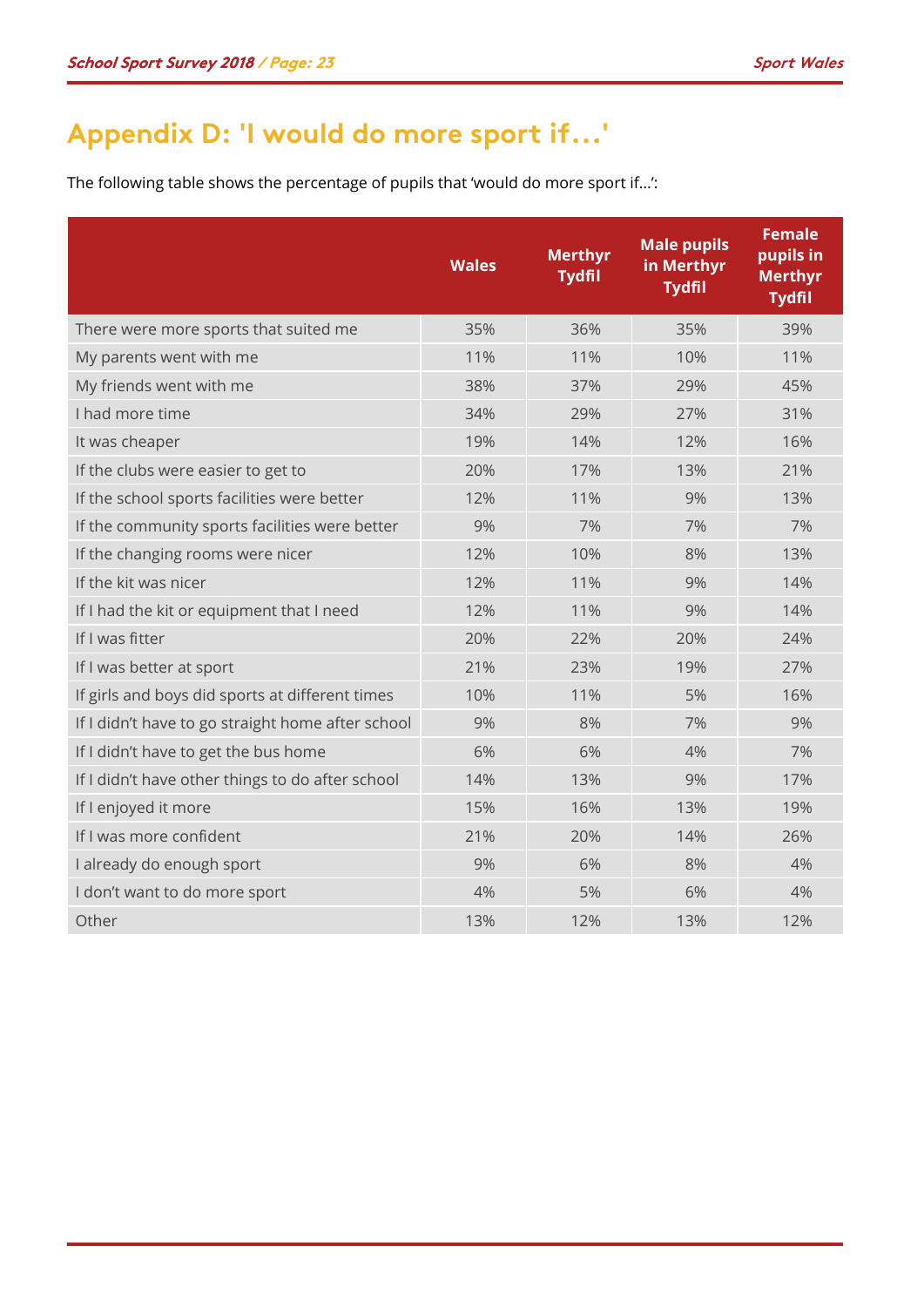# Appendix D: 'I would do more sport if…'

The following table shows the percentage of pupils that 'would do more sport if…':

| | Wales | Merthyr Tydfil | Male pupils in Merthyr Tydfil | Female pupils in Merthyr Tydfil |
|---|---|---|---|---|
| There were more sports that suited me | 35% | 36% | 35% | 39% |
| My parents went with me | 11% | 11% | 10% | 11% |
| My friends went with me | 38% | 37% | 29% | 45% |
| I had more time | 34% | 29% | 27% | 31% |
| It was cheaper | 19% | 14% | 12% | 16% |
| If the clubs were easier to get to | 20% | 17% | 13% | 21% |
| If the school sports facilities were better | 12% | 11% | 9% | 13% |
| If the community sports facilities were better | 9% | 7% | 7% | 7% |
| If the changing rooms were nicer | 12% | 10% | 8% | 13% |
| If the kit was nicer | 12% | 11% | 9% | 14% |
| If I had the kit or equipment that I need | 12% | 11% | 9% | 14% |
| If I was fitter | 20% | 22% | 20% | 24% |
| If I was better at sport | 21% | 23% | 19% | 27% |
| If girls and boys did sports at different times | 10% | 11% | 5% | 16% |
| If I didn't have to go straight home after school | 9% | 8% | 7% | 9% |
| If I didn't have to get the bus home | 6% | 6% | 4% | 7% |
| If I didn't have other things to do after school | 14% | 13% | 9% | 17% |
| If I enjoyed it more | 15% | 16% | 13% | 19% |
| If I was more confident | 21% | 20% | 14% | 26% |
| I already do enough sport | 9% | 6% | 8% | 4% |
| I don't want to do more sport | 4% | 5% | 6% | 4% |
| Other | 13% | 12% | 13% | 12% |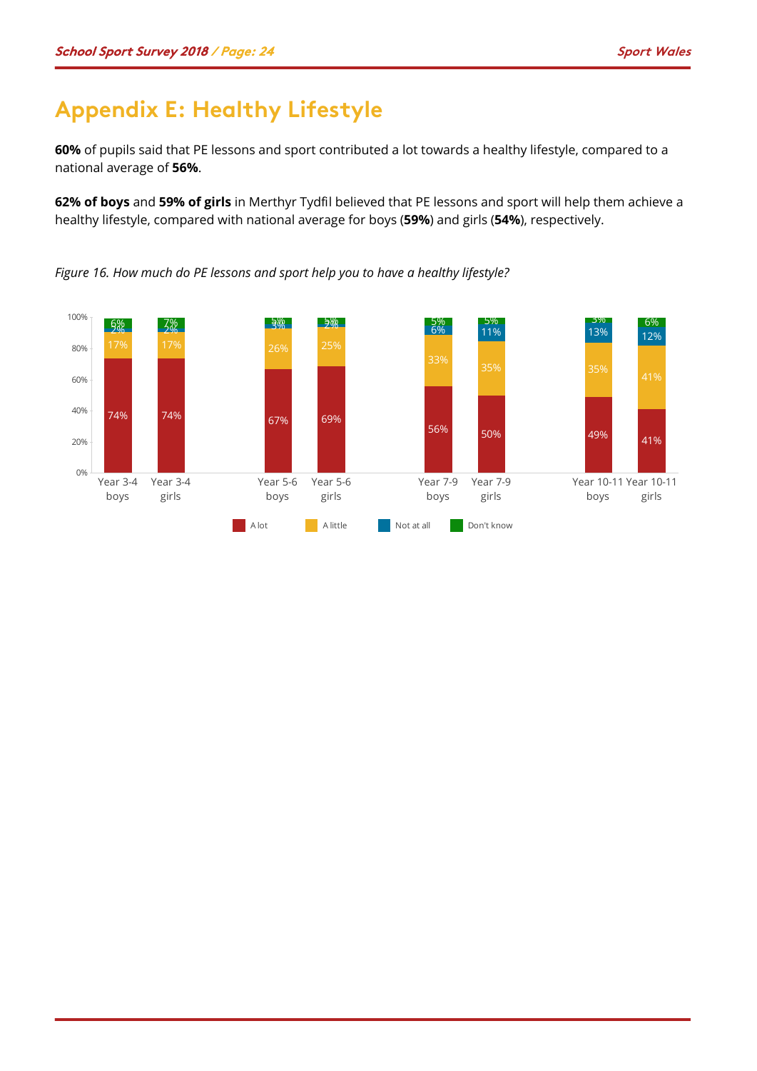# Appendix E: Healthy Lifestyle

**60%** of pupils said that PE lessons and sport contributed a lot towards a healthy lifestyle, compared to a national average of **56%**.

**62% of boys** and **59% of girls** in Merthyr Tydfil believed that PE lessons and sport will help them achieve a healthy lifestyle, compared with national average for boys (**59%**) and girls (**54%**), respectively.

*Figure 16. How much do PE lessons and sport help you to have a healthy lifestyle?*

100%
80%
60%
40%
20%
0%

Year 3-4 boys: 74%, 17%, 2%, 6%
Year 3-4 girls: 74%, 17%, 2%, 7%
Year 5-6 boys: 67%, 26%, 3%, 5%
Year 5-6 girls: 69%, 25%, 2%, 5%
Year 7-9 boys: 56%, 33%, 6%, 5%
Year 7-9 girls: 50%, 35%, 11%, 5%
Year 10-11 boys: 49%, 35%, 13%, 3%
Year 10-11 girls: 41%, 41%, 12%, 6%

A lot | A little | Not at all | Don't know